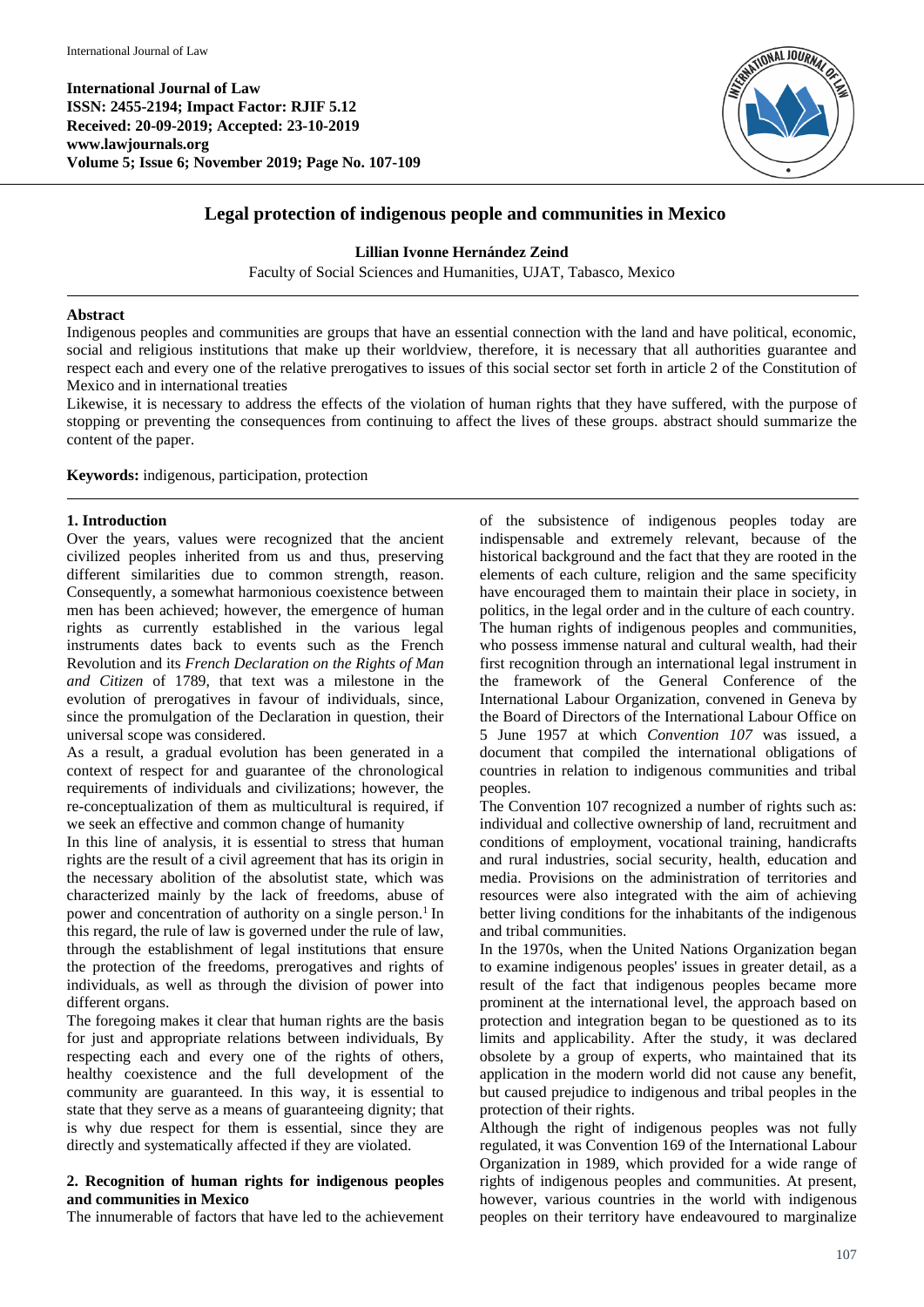International Journal of Law
**ISSN: 2455-2194; Impact Factor: RJIF 5.12**
**Received: 20-09-2019; Accepted: 23-10-2019**
**www.lawjournals.org**
**Volume 5; Issue 6; November 2019; Page No. 107-109**

# Legal protection of indigenous people and communities in Mexico

**Lillian Ivonne Hernández Zeind**

Faculty of Social Sciences and Humanities, UJAT, Tabasco, Mexico

---

**Abstract**

Indigenous peoples and communities are groups that have an essential connection with the land and have political, economic, social and religious institutions that make up their worldview, therefore, it is necessary that all authorities guarantee and respect each and every one of the relative prerogatives to issues of this social sector set forth in article 2 of the Constitution of Mexico and in international treaties

Likewise, it is necessary to address the effects of the violation of human rights that they have suffered, with the purpose of stopping or preventing the consequences from continuing to affect the lives of these groups. abstract should summarize the content of the paper.

**Keywords:** indigenous, participation, protection

---

## 1. Introduction

Over the years, values were recognized that the ancient civilized peoples inherited from us and thus, preserving different similarities due to common strength, reason. Consequently, a somewhat harmonious coexistence between men has been achieved; however, the emergence of human rights as currently established in the various legal instruments dates back to events such as the French Revolution and its *French Declaration on the Rights of Man and Citizen* of 1789, that text was a milestone in the evolution of prerogatives in favour of individuals, since, since the promulgation of the Declaration in question, their universal scope was considered.

As a result, a gradual evolution has been generated in a context of respect for and guarantee of the chronological requirements of individuals and civilizations; however, the re-conceptualization of them as multicultural is required, if we seek an effective and common change of humanity

In this line of analysis, it is essential to stress that human rights are the result of a civil agreement that has its origin in the necessary abolition of the absolutist state, which was characterized mainly by the lack of freedoms, abuse of power and concentration of authority on a single person.[1] In this regard, the rule of law is governed under the rule of law, through the establishment of legal institutions that ensure the protection of the freedoms, prerogatives and rights of individuals, as well as through the division of power into different organs.

The foregoing makes it clear that human rights are the basis for just and appropriate relations between individuals, By respecting each and every one of the rights of others, healthy coexistence and the full development of the community are guaranteed. In this way, it is essential to state that they serve as a means of guaranteeing dignity; that is why due respect for them is essential, since they are directly and systematically affected if they are violated.

## 2. Recognition of human rights for indigenous peoples and communities in Mexico

The innumerable of factors that have led to the achievement of the subsistence of indigenous peoples today are indispensable and extremely relevant, because of the historical background and the fact that they are rooted in the elements of each culture, religion and the same specificity have encouraged them to maintain their place in society, in politics, in the legal order and in the culture of each country.

The human rights of indigenous peoples and communities, who possess immense natural and cultural wealth, had their first recognition through an international legal instrument in the framework of the General Conference of the International Labour Organization, convened in Geneva by the Board of Directors of the International Labour Office on 5 June 1957 at which *Convention 107* was issued, a document that compiled the international obligations of countries in relation to indigenous communities and tribal peoples.

The Convention 107 recognized a number of rights such as: individual and collective ownership of land, recruitment and conditions of employment, vocational training, handicrafts and rural industries, social security, health, education and media. Provisions on the administration of territories and resources were also integrated with the aim of achieving better living conditions for the inhabitants of the indigenous and tribal communities.

In the 1970s, when the United Nations Organization began to examine indigenous peoples' issues in greater detail, as a result of the fact that indigenous peoples became more prominent at the international level, the approach based on protection and integration began to be questioned as to its limits and applicability. After the study, it was declared obsolete by a group of experts, who maintained that its application in the modern world did not cause any benefit, but caused prejudice to indigenous and tribal peoples in the protection of their rights.

Although the right of indigenous peoples was not fully regulated, it was Convention 169 of the International Labour Organization in 1989, which provided for a wide range of rights of indigenous peoples and communities. At present, however, various countries in the world with indigenous peoples on their territory have endeavoured to marginalize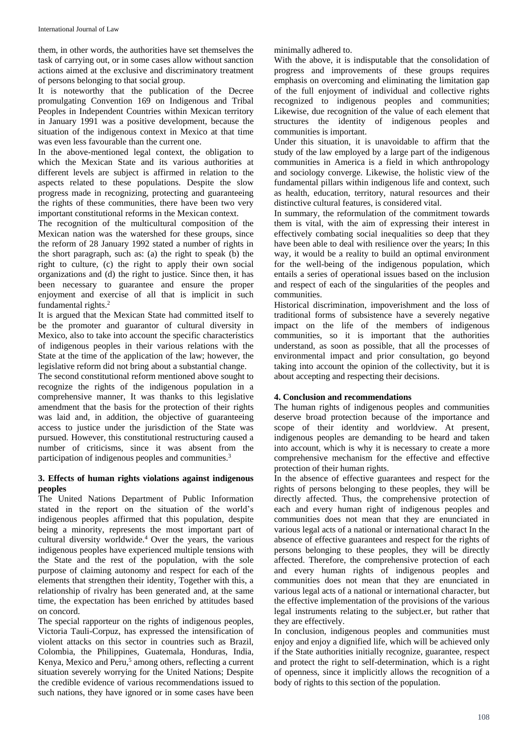them, in other words, the authorities have set themselves the task of carrying out, or in some cases allow without sanction actions aimed at the exclusive and discriminatory treatment of persons belonging to that social group.

It is noteworthy that the publication of the Decree promulgating Convention 169 on Indigenous and Tribal Peoples in Independent Countries within Mexican territory in January 1991 was a positive development, because the situation of the indigenous context in Mexico at that time was even less favourable than the current one.

In the above-mentioned legal context, the obligation to which the Mexican State and its various authorities at different levels are subject is affirmed in relation to the aspects related to these populations. Despite the slow progress made in recognizing, protecting and guaranteeing the rights of these communities, there have been two very important constitutional reforms in the Mexican context.

The recognition of the multicultural composition of the Mexican nation was the watershed for these groups, since the reform of 28 January 1992 stated a number of rights in the short paragraph, such as: (a) the right to speak (b) the right to culture, (c) the right to apply their own social organizations and (d) the right to justice. Since then, it has been necessary to guarantee and ensure the proper enjoyment and exercise of all that is implicit in such fundamental rights.[2]

It is argued that the Mexican State had committed itself to be the promoter and guarantor of cultural diversity in Mexico, also to take into account the specific characteristics of indigenous peoples in their various relations with the State at the time of the application of the law; however, the legislative reform did not bring about a substantial change.

The second constitutional reform mentioned above sought to recognize the rights of the indigenous population in a comprehensive manner, It was thanks to this legislative amendment that the basis for the protection of their rights was laid and, in addition, the objective of guaranteeing access to justice under the jurisdiction of the State was pursued. However, this constitutional restructuring caused a number of criticisms, since it was absent from the participation of indigenous peoples and communities.[3]

## 3. Effects of human rights violations against indigenous peoples

The United Nations Department of Public Information stated in the report on the situation of the world's indigenous peoples affirmed that this population, despite being a minority, represents the most important part of cultural diversity worldwide.[4] Over the years, the various indigenous peoples have experienced multiple tensions with the State and the rest of the population, with the sole purpose of claiming autonomy and respect for each of the elements that strengthen their identity, Together with this, a relationship of rivalry has been generated and, at the same time, the expectation has been enriched by attitudes based on concord.

The special rapporteur on the rights of indigenous peoples, Victoria Tauli-Corpuz, has expressed the intensification of violent attacks on this sector in countries such as Brazil, Colombia, the Philippines, Guatemala, Honduras, India, Kenya, Mexico and Peru,[5] among others, reflecting a current situation severely worrying for the United Nations; Despite the credible evidence of various recommendations issued to such nations, they have ignored or in some cases have been minimally adhered to.

With the above, it is indisputable that the consolidation of progress and improvements of these groups requires emphasis on overcoming and eliminating the limitation gap of the full enjoyment of individual and collective rights recognized to indigenous peoples and communities; Likewise, due recognition of the value of each element that structures the identity of indigenous peoples and communities is important.

Under this situation, it is unavoidable to affirm that the study of the law employed by a large part of the indigenous communities in America is a field in which anthropology and sociology converge. Likewise, the holistic view of the fundamental pillars within indigenous life and context, such as health, education, territory, natural resources and their distinctive cultural features, is considered vital.

In summary, the reformulation of the commitment towards them is vital, with the aim of expressing their interest in effectively combating social inequalities so deep that they have been able to deal with resilience over the years; In this way, it would be a reality to build an optimal environment for the well-being of the indigenous population, which entails a series of operational issues based on the inclusion and respect of each of the singularities of the peoples and communities.

Historical discrimination, impoverishment and the loss of traditional forms of subsistence have a severely negative impact on the life of the members of indigenous communities, so it is important that the authorities understand, as soon as possible, that all the processes of environmental impact and prior consultation, go beyond taking into account the opinion of the collectivity, but it is about accepting and respecting their decisions.

## 4. Conclusion and recommendations

The human rights of indigenous peoples and communities deserve broad protection because of the importance and scope of their identity and worldview. At present, indigenous peoples are demanding to be heard and taken into account, which is why it is necessary to create a more comprehensive mechanism for the effective and effective protection of their human rights.

In the absence of effective guarantees and respect for the rights of persons belonging to these peoples, they will be directly affected. Thus, the comprehensive protection of each and every human right of indigenous peoples and communities does not mean that they are enunciated in various legal acts of a national or international charact In the absence of effective guarantees and respect for the rights of persons belonging to these peoples, they will be directly affected. Therefore, the comprehensive protection of each and every human rights of indigenous peoples and communities does not mean that they are enunciated in various legal acts of a national or international character, but the effective implementation of the provisions of the various legal instruments relating to the subject.er, but rather that they are effectively.

In conclusion, indigenous peoples and communities must enjoy and enjoy a dignified life, which will be achieved only if the State authorities initially recognize, guarantee, respect and protect the right to self-determination, which is a right of openness, since it implicitly allows the recognition of a body of rights to this section of the population.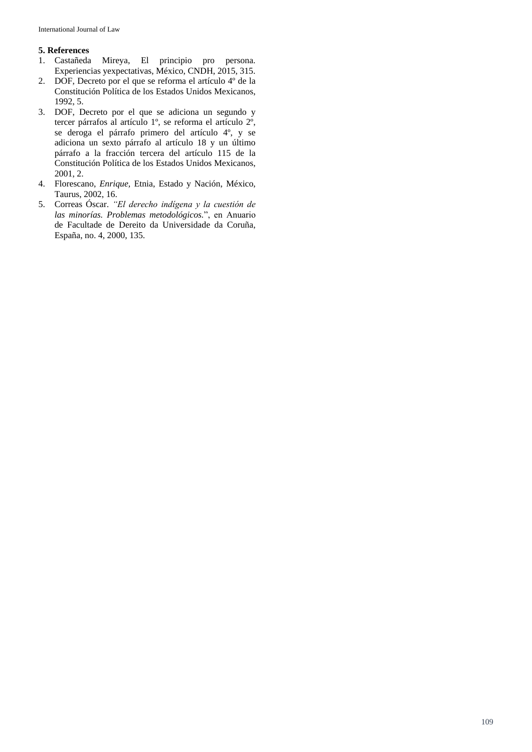**5. References**

1. Castañeda Mireya, El principio pro persona. Experiencias yexpectativas, México, CNDH, 2015, 315.
2. DOF, Decreto por el que se reforma el artículo 4º de la Constitución Política de los Estados Unidos Mexicanos, 1992, 5.
3. DOF, Decreto por el que se adiciona un segundo y tercer párrafos al artículo 1º, se reforma el artículo 2º, se deroga el párrafo primero del artículo 4º, y se adiciona un sexto párrafo al artículo 18 y un último párrafo a la fracción tercera del artículo 115 de la Constitución Política de los Estados Unidos Mexicanos, 2001, 2.
4. Florescano, *Enrique*, Etnia, Estado y Nación, México, Taurus, 2002, 16.
5. Correas Óscar. *"El derecho indígena y la cuestión de las minorías. Problemas metodológicos.*", en Anuario de Facultade de Dereito da Universidade da Coruña, España, no. 4, 2000, 135.